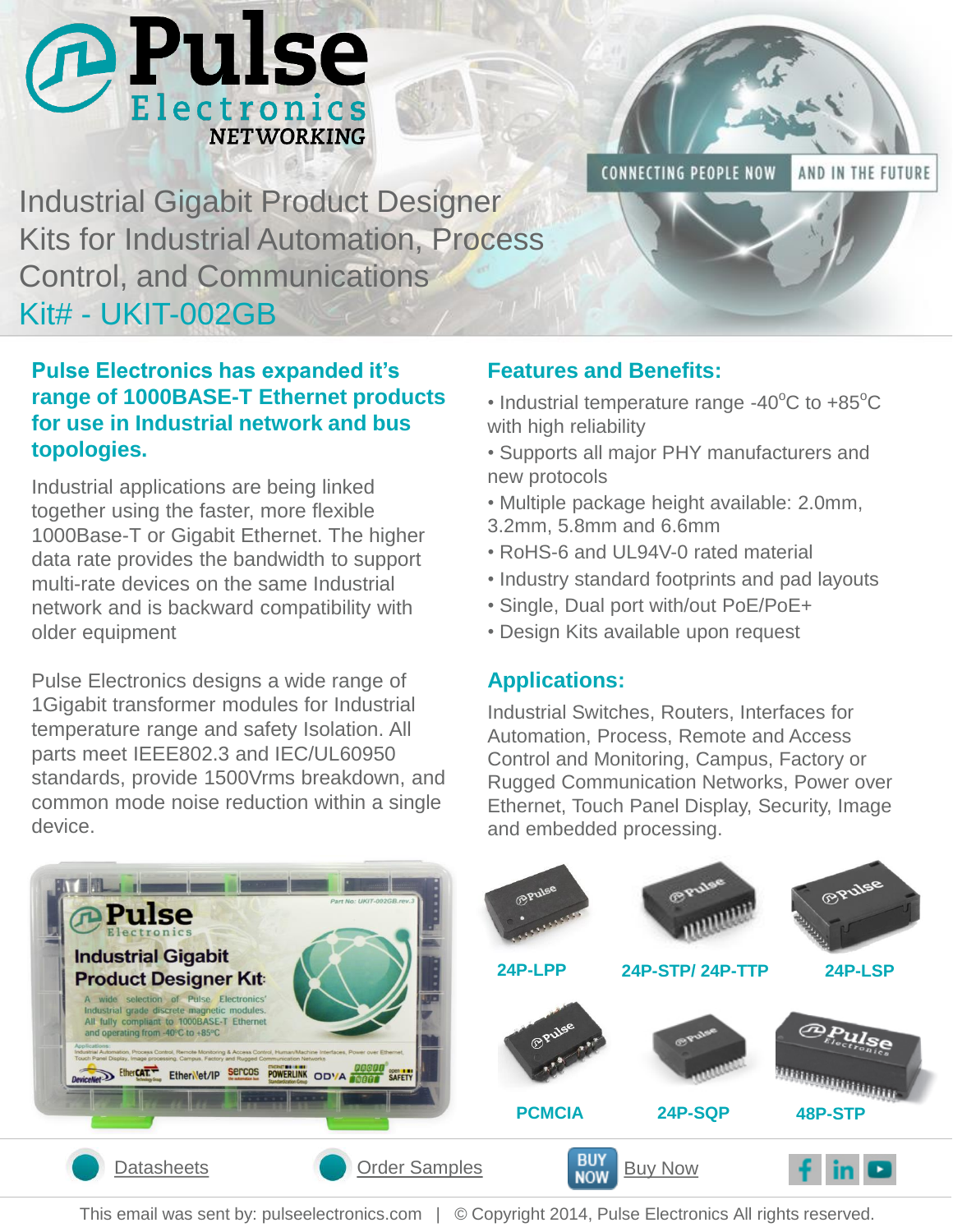# Pulse Electronics NETWORKING

CONNECTING PEOPLE NOW AND IN THE FUTURE

## Industrial Gigabit Product Designer Kits for Industrial Automation, Process Control, and Communications

## Kit# - UKIT-002GB

**Pulse Electronics has expanded it's range of 1000BASE-T Ethernet products for use in Industrial network and bus topologies.**

Industrial applications are being linked together using the faster, more flexible 1000Base-T or Gigabit Ethernet. The higher data rate provides the bandwidth to support multi-rate devices on the same Industrial network and is backward compatibility with older equipment

Pulse Electronics designs a wide range of 1Gigabit transformer modules for Industrial temperature range and safety Isolation. All parts meet IEEE802.3 and IEC/UL60950 standards, provide 1500Vrms breakdown, and common mode noise reduction within a single device.

### Features and Benefits:

- Industrial temperature range -40°C to +85°C with high reliability
- Supports all major PHY manufacturers and new protocols
- Multiple package height available: 2.0mm, 3.2mm, 5.8mm and 6.6mm
- RoHS-6 and UL94V-0 rated material
- Industry standard footprints and pad layouts
- Single, Dual port with/out PoE/PoE+
- Design Kits available upon request

### Applications:

Industrial Switches, Routers, Interfaces for Automation, Process, Remote and Access Control and Monitoring, Campus, Factory or Rugged Communication Networks, Power over Ethernet, Touch Panel Display, Security, Image and embedded processing.

24P-LPP

24P-STP/ 24P-TTP

24P-LSP

PCMCIA

24P-SQP

48P-STP

Datasheets | Order Samples | BUY NOW Buy Now

This email was sent by: pulseelectronics.com | © Copyright 2014, Pulse Electronics All rights reserved.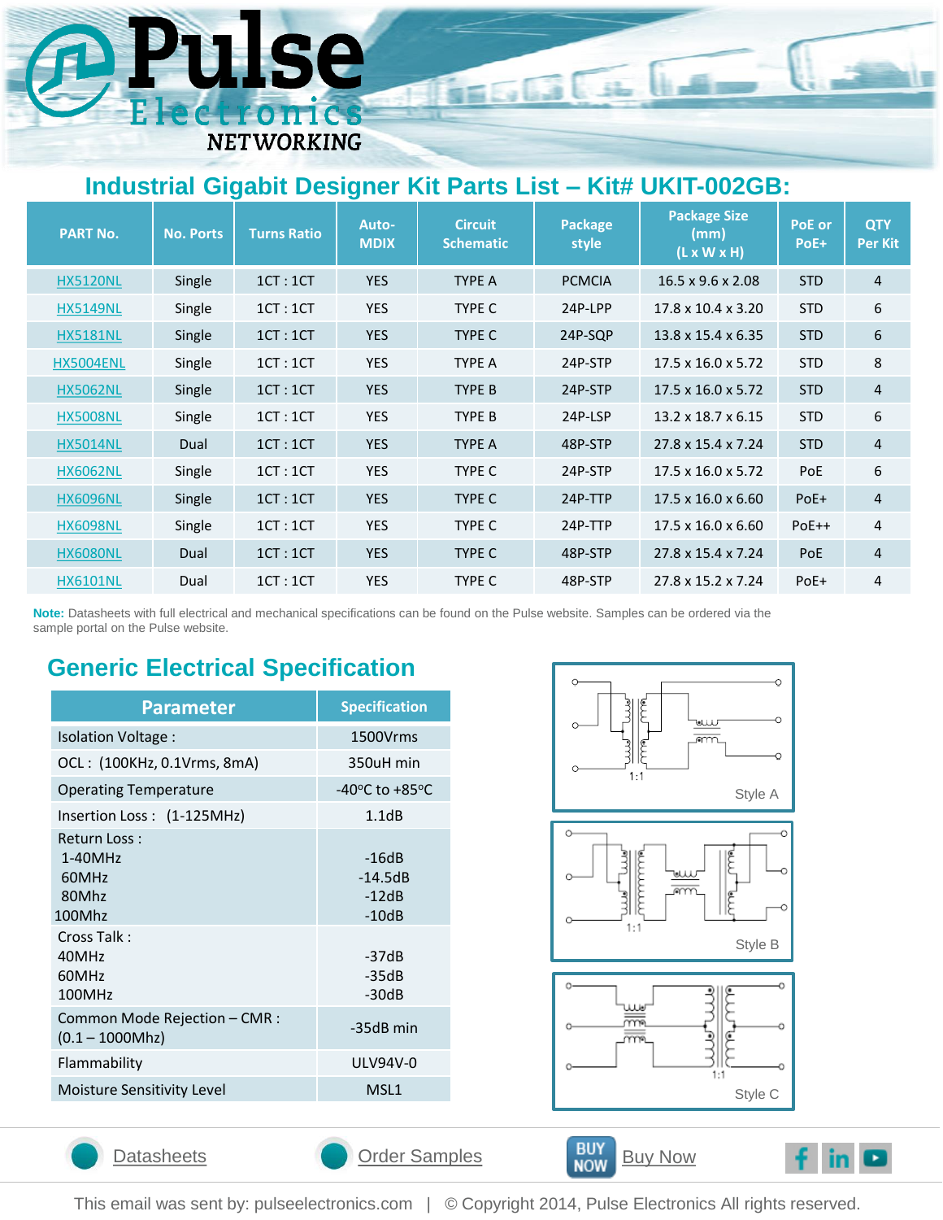# Pulse Electronics NETWORKING

## Industrial Gigabit Designer Kit Parts List – Kit# UKIT-002GB:

| PART No. | No. Ports | Turns Ratio | Auto-MDIX | Circuit Schematic | Package style | Package Size (mm) (L x W x H) | PoE or PoE+ | QTY Per Kit |
|---|---|---|---|---|---|---|---|---|
| HX5120NL | Single | 1CT : 1CT | YES | TYPE A | PCMCIA | 16.5 x 9.6 x 2.08 | STD | 4 |
| HX5149NL | Single | 1CT : 1CT | YES | TYPE C | 24P-LPP | 17.8 x 10.4 x 3.20 | STD | 6 |
| HX5181NL | Single | 1CT : 1CT | YES | TYPE C | 24P-SQP | 13.8 x 15.4 x 6.35 | STD | 6 |
| HX5004ENL | Single | 1CT : 1CT | YES | TYPE A | 24P-STP | 17.5 x 16.0 x 5.72 | STD | 8 |
| HX5062NL | Single | 1CT : 1CT | YES | TYPE B | 24P-STP | 17.5 x 16.0 x 5.72 | STD | 4 |
| HX5008NL | Single | 1CT : 1CT | YES | TYPE B | 24P-LSP | 13.2 x 18.7 x 6.15 | STD | 6 |
| HX5014NL | Dual | 1CT : 1CT | YES | TYPE A | 48P-STP | 27.8 x 15.4 x 7.24 | STD | 4 |
| HX6062NL | Single | 1CT : 1CT | YES | TYPE C | 24P-STP | 17.5 x 16.0 x 5.72 | PoE | 6 |
| HX6096NL | Single | 1CT : 1CT | YES | TYPE C | 24P-TTP | 17.5 x 16.0 x 6.60 | PoE+ | 4 |
| HX6098NL | Single | 1CT : 1CT | YES | TYPE C | 24P-TTP | 17.5 x 16.0 x 6.60 | PoE++ | 4 |
| HX6080NL | Dual | 1CT : 1CT | YES | TYPE C | 48P-STP | 27.8 x 15.4 x 7.24 | PoE | 4 |
| HX6101NL | Dual | 1CT : 1CT | YES | TYPE C | 48P-STP | 27.8 x 15.2 x 7.24 | PoE+ | 4 |

**Note:** Datasheets with full electrical and mechanical specifications can be found on the Pulse website. Samples can be ordered via the sample portal on the Pulse website.

## Generic Electrical Specification

| Parameter | Specification |
|---|---|
| Isolation Voltage : | 1500Vrms |
| OCL : (100KHz, 0.1Vrms, 8mA) | 350uH min |
| Operating Temperature | -40°C to +85°C |
| Insertion Loss : (1-125MHz) | 1.1dB |
| Return Loss : 1-40MHz / 60MHz / 80Mhz / 100Mhz | -16dB / -14.5dB / -12dB / -10dB |
| Cross Talk : 40MHz / 60MHz / 100MHz | -37dB / -35dB / -30dB |
| Common Mode Rejection – CMR : (0.1 – 1000Mhz) | -35dB min |
| Flammability | ULV94V-0 |
| Moisture Sensitivity Level | MSL1 |

1:1

Style A

1:1

Style B

1:1

Style C

Datasheets | Order Samples | BUY NOW Buy Now

This email was sent by: pulseelectronics.com | © Copyright 2014, Pulse Electronics All rights reserved.